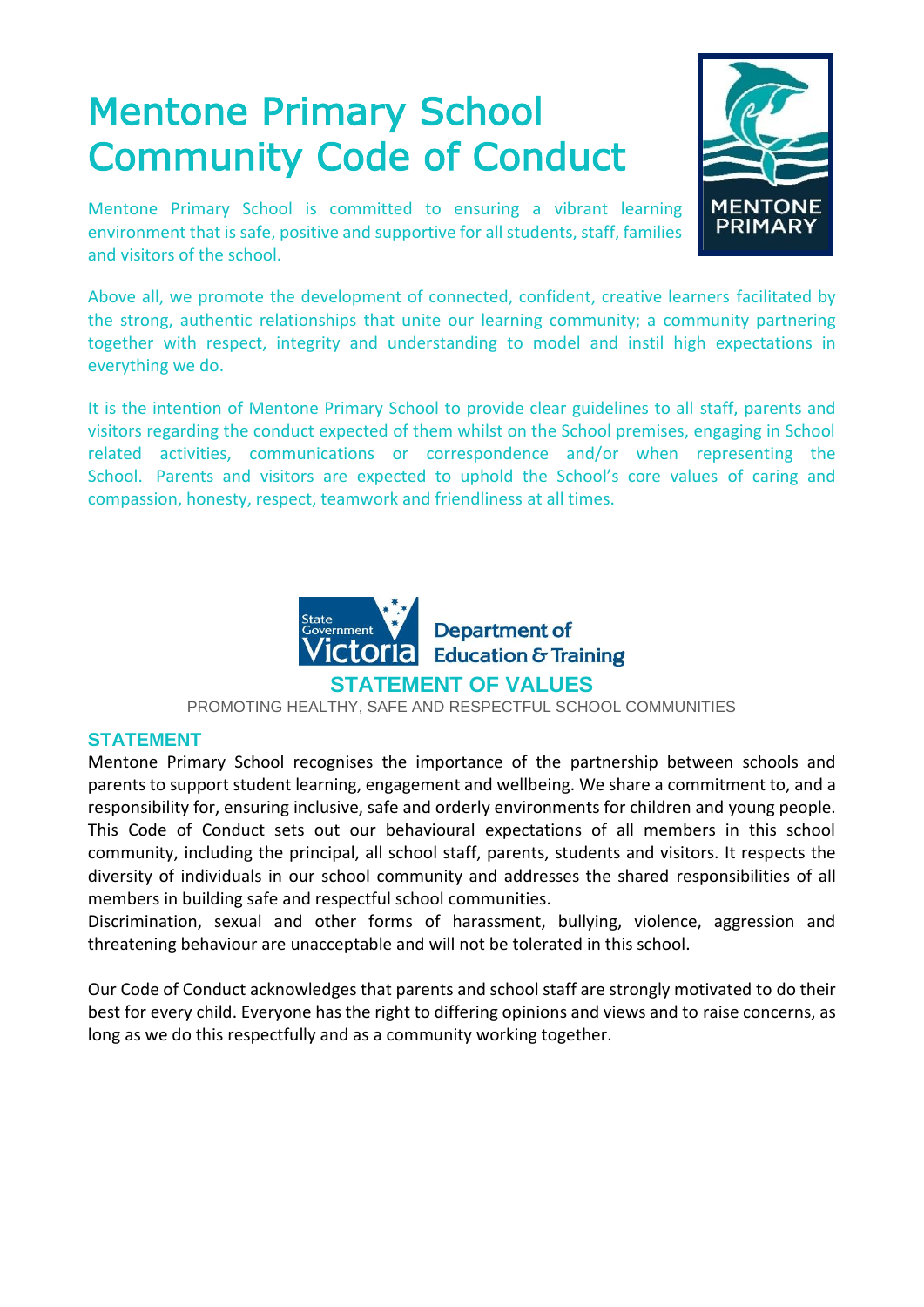# Mentone Primary School Community Code of Conduct

Mentone Primary School is committed to ensuring a vibrant learning environment that is safe, positive and supportive for all students, staff, families and visitors of the school.

Above all, we promote the development of connected, confident, creative learners facilitated by the strong, authentic relationships that unite our learning community; a community partnering together with respect, integrity and understanding to model and instil high expectations in everything we do.

It is the intention of Mentone Primary School to provide clear guidelines to all staff, parents and visitors regarding the conduct expected of them whilst on the School premises, engaging in School related activities, communications or correspondence and/or when representing the School. Parents and visitors are expected to uphold the School's core values of caring and compassion, honesty, respect, teamwork and friendliness at all times.

State Government Victoria Department of Education & Training

## STATEMENT OF VALUES

PROMOTING HEALTHY, SAFE AND RESPECTFUL SCHOOL COMMUNITIES

### STATEMENT

Mentone Primary School recognises the importance of the partnership between schools and parents to support student learning, engagement and wellbeing. We share a commitment to, and a responsibility for, ensuring inclusive, safe and orderly environments for children and young people. This Code of Conduct sets out our behavioural expectations of all members in this school community, including the principal, all school staff, parents, students and visitors. It respects the diversity of individuals in our school community and addresses the shared responsibilities of all members in building safe and respectful school communities.

Discrimination, sexual and other forms of harassment, bullying, violence, aggression and threatening behaviour are unacceptable and will not be tolerated in this school.

Our Code of Conduct acknowledges that parents and school staff are strongly motivated to do their best for every child. Everyone has the right to differing opinions and views and to raise concerns, as long as we do this respectfully and as a community working together.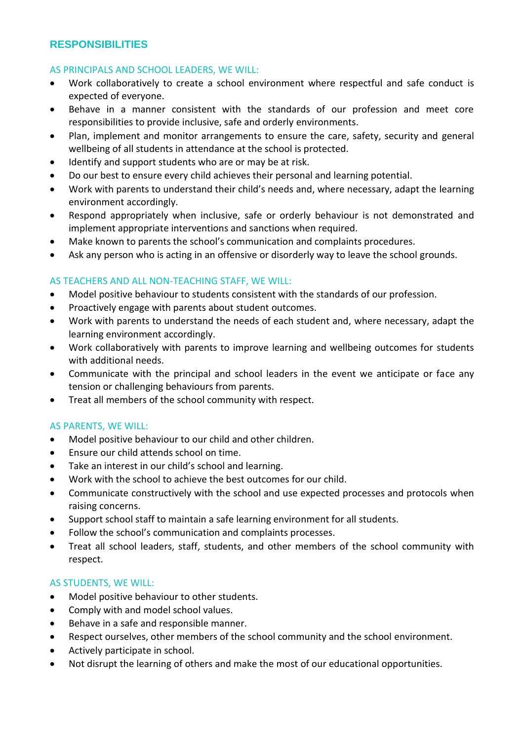## RESPONSIBILITIES

### AS PRINCIPALS AND SCHOOL LEADERS, WE WILL:

- Work collaboratively to create a school environment where respectful and safe conduct is expected of everyone.
- Behave in a manner consistent with the standards of our profession and meet core responsibilities to provide inclusive, safe and orderly environments.
- Plan, implement and monitor arrangements to ensure the care, safety, security and general wellbeing of all students in attendance at the school is protected.
- Identify and support students who are or may be at risk.
- Do our best to ensure every child achieves their personal and learning potential.
- Work with parents to understand their child's needs and, where necessary, adapt the learning environment accordingly.
- Respond appropriately when inclusive, safe or orderly behaviour is not demonstrated and implement appropriate interventions and sanctions when required.
- Make known to parents the school's communication and complaints procedures.
- Ask any person who is acting in an offensive or disorderly way to leave the school grounds.

### AS TEACHERS AND ALL NON-TEACHING STAFF, WE WILL:

- Model positive behaviour to students consistent with the standards of our profession.
- Proactively engage with parents about student outcomes.
- Work with parents to understand the needs of each student and, where necessary, adapt the learning environment accordingly.
- Work collaboratively with parents to improve learning and wellbeing outcomes for students with additional needs.
- Communicate with the principal and school leaders in the event we anticipate or face any tension or challenging behaviours from parents.
- Treat all members of the school community with respect.

### AS PARENTS, WE WILL:

- Model positive behaviour to our child and other children.
- Ensure our child attends school on time.
- Take an interest in our child's school and learning.
- Work with the school to achieve the best outcomes for our child.
- Communicate constructively with the school and use expected processes and protocols when raising concerns.
- Support school staff to maintain a safe learning environment for all students.
- Follow the school's communication and complaints processes.
- Treat all school leaders, staff, students, and other members of the school community with respect.

### AS STUDENTS, WE WILL:

- Model positive behaviour to other students.
- Comply with and model school values.
- Behave in a safe and responsible manner.
- Respect ourselves, other members of the school community and the school environment.
- Actively participate in school.
- Not disrupt the learning of others and make the most of our educational opportunities.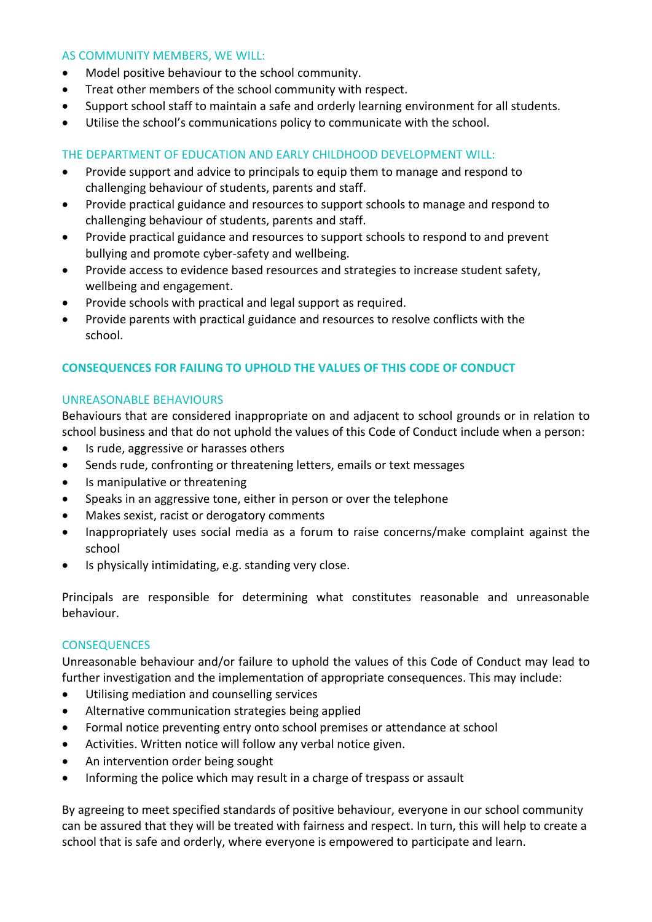### AS COMMUNITY MEMBERS, WE WILL:

- Model positive behaviour to the school community.
- Treat other members of the school community with respect.
- Support school staff to maintain a safe and orderly learning environment for all students.
- Utilise the school's communications policy to communicate with the school.

### THE DEPARTMENT OF EDUCATION AND EARLY CHILDHOOD DEVELOPMENT WILL:

- Provide support and advice to principals to equip them to manage and respond to challenging behaviour of students, parents and staff.
- Provide practical guidance and resources to support schools to manage and respond to challenging behaviour of students, parents and staff.
- Provide practical guidance and resources to support schools to respond to and prevent bullying and promote cyber-safety and wellbeing.
- Provide access to evidence based resources and strategies to increase student safety, wellbeing and engagement.
- Provide schools with practical and legal support as required.
- Provide parents with practical guidance and resources to resolve conflicts with the school.

## CONSEQUENCES FOR FAILING TO UPHOLD THE VALUES OF THIS CODE OF CONDUCT

### UNREASONABLE BEHAVIOURS

Behaviours that are considered inappropriate on and adjacent to school grounds or in relation to school business and that do not uphold the values of this Code of Conduct include when a person:

- Is rude, aggressive or harasses others
- Sends rude, confronting or threatening letters, emails or text messages
- Is manipulative or threatening
- Speaks in an aggressive tone, either in person or over the telephone
- Makes sexist, racist or derogatory comments
- Inappropriately uses social media as a forum to raise concerns/make complaint against the school
- Is physically intimidating, e.g. standing very close.

Principals are responsible for determining what constitutes reasonable and unreasonable behaviour.

### CONSEQUENCES

Unreasonable behaviour and/or failure to uphold the values of this Code of Conduct may lead to further investigation and the implementation of appropriate consequences. This may include:

- Utilising mediation and counselling services
- Alternative communication strategies being applied
- Formal notice preventing entry onto school premises or attendance at school
- Activities. Written notice will follow any verbal notice given.
- An intervention order being sought
- Informing the police which may result in a charge of trespass or assault

By agreeing to meet specified standards of positive behaviour, everyone in our school community can be assured that they will be treated with fairness and respect. In turn, this will help to create a school that is safe and orderly, where everyone is empowered to participate and learn.